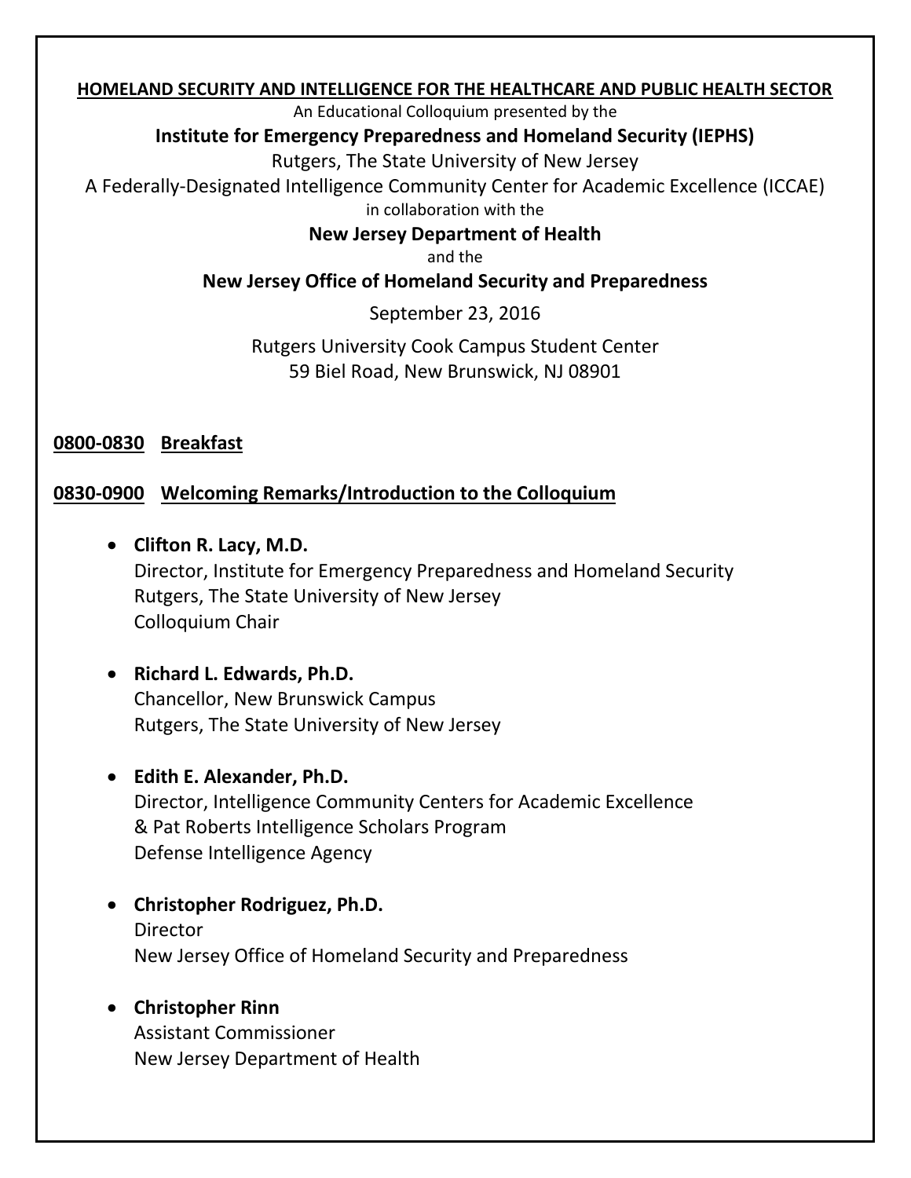# HOMELAND SECURITY AND INTELLIGENCE FOR THE HEALTHCARE AND PUBLIC HEALTH SECTOR

An Educational Colloquium presented by the

**Institute for Emergency Preparedness and Homeland Security (IEPHS)**

Rutgers, The State University of New Jersey

A Federally-Designated Intelligence Community Center for Academic Excellence (ICCAE)

in collaboration with the

**New Jersey Department of Health**

and the

**New Jersey Office of Homeland Security and Preparedness**

September 23, 2016

Rutgers University Cook Campus Student Center
59 Biel Road, New Brunswick, NJ 08901

## 0800-0830 Breakfast

## 0830-0900 Welcoming Remarks/Introduction to the Colloquium

- **Clifton R. Lacy, M.D.**
  Director, Institute for Emergency Preparedness and Homeland Security
  Rutgers, The State University of New Jersey
  Colloquium Chair

- **Richard L. Edwards, Ph.D.**
  Chancellor, New Brunswick Campus
  Rutgers, The State University of New Jersey

- **Edith E. Alexander, Ph.D.**
  Director, Intelligence Community Centers for Academic Excellence
  & Pat Roberts Intelligence Scholars Program
  Defense Intelligence Agency

- **Christopher Rodriguez, Ph.D.**
  Director
  New Jersey Office of Homeland Security and Preparedness

- **Christopher Rinn**
  Assistant Commissioner
  New Jersey Department of Health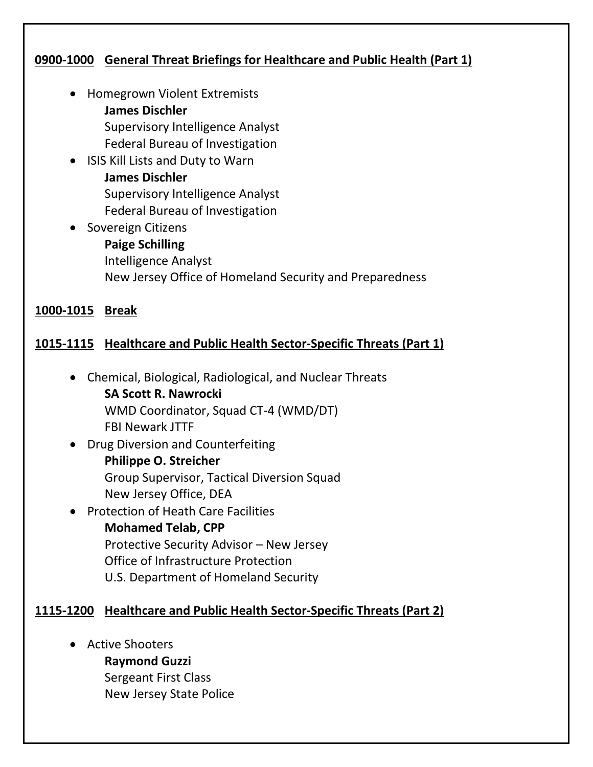**0900-1000 General Threat Briefings for Healthcare and Public Health (Part 1)**

- Homegrown Violent Extremists
  **James Dischler**
  Supervisory Intelligence Analyst
  Federal Bureau of Investigation
- ISIS Kill Lists and Duty to Warn
  **James Dischler**
  Supervisory Intelligence Analyst
  Federal Bureau of Investigation
- Sovereign Citizens
  **Paige Schilling**
  Intelligence Analyst
  New Jersey Office of Homeland Security and Preparedness

**1000-1015 Break**

**1015-1115 Healthcare and Public Health Sector-Specific Threats (Part 1)**

- Chemical, Biological, Radiological, and Nuclear Threats
  **SA Scott R. Nawrocki**
  WMD Coordinator, Squad CT-4 (WMD/DT)
  FBI Newark JTTF
- Drug Diversion and Counterfeiting
  **Philippe O. Streicher**
  Group Supervisor, Tactical Diversion Squad
  New Jersey Office, DEA
- Protection of Heath Care Facilities
  **Mohamed Telab, CPP**
  Protective Security Advisor – New Jersey
  Office of Infrastructure Protection
  U.S. Department of Homeland Security

**1115-1200 Healthcare and Public Health Sector-Specific Threats (Part 2)**

- Active Shooters
  **Raymond Guzzi**
  Sergeant First Class
  New Jersey State Police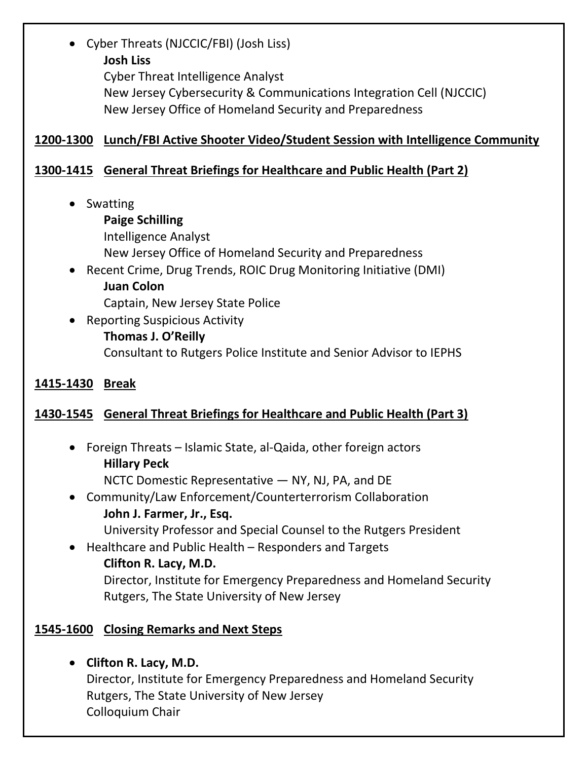- Cyber Threats (NJCCIC/FBI) (Josh Liss)
  **Josh Liss**
  Cyber Threat Intelligence Analyst
  New Jersey Cybersecurity & Communications Integration Cell (NJCCIC)
  New Jersey Office of Homeland Security and Preparedness

**1200-1300 Lunch/FBI Active Shooter Video/Student Session with Intelligence Community**

**1300-1415 General Threat Briefings for Healthcare and Public Health (Part 2)**

- Swatting
  **Paige Schilling**
  Intelligence Analyst
  New Jersey Office of Homeland Security and Preparedness
- Recent Crime, Drug Trends, ROIC Drug Monitoring Initiative (DMI)
  **Juan Colon**
  Captain, New Jersey State Police
- Reporting Suspicious Activity
  **Thomas J. O'Reilly**
  Consultant to Rutgers Police Institute and Senior Advisor to IEPHS

**1415-1430 Break**

**1430-1545 General Threat Briefings for Healthcare and Public Health (Part 3)**

- Foreign Threats – Islamic State, al-Qaida, other foreign actors
  **Hillary Peck**
  NCTC Domestic Representative — NY, NJ, PA, and DE
- Community/Law Enforcement/Counterterrorism Collaboration
  **John J. Farmer, Jr., Esq.**
  University Professor and Special Counsel to the Rutgers President
- Healthcare and Public Health – Responders and Targets
  **Clifton R. Lacy, M.D.**
  Director, Institute for Emergency Preparedness and Homeland Security
  Rutgers, The State University of New Jersey

**1545-1600 Closing Remarks and Next Steps**

- **Clifton R. Lacy, M.D.**
  Director, Institute for Emergency Preparedness and Homeland Security
  Rutgers, The State University of New Jersey
  Colloquium Chair